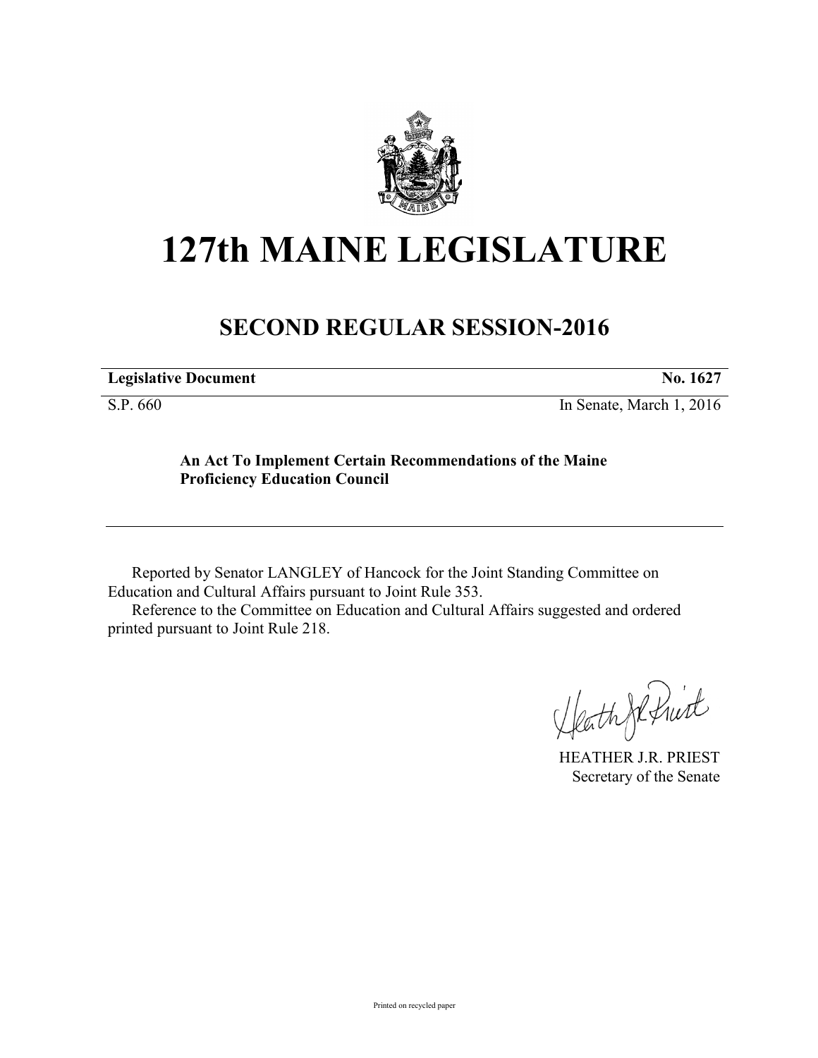# 127th MAINE LEGISLATURE

## SECOND REGULAR SESSION-2016

| **Legislative Document** | **No. 1627** |
|---|---|
| S.P. 660 | In Senate, March 1, 2016 |

**An Act To Implement Certain Recommendations of the Maine Proficiency Education Council**

Reported by Senator LANGLEY of Hancock for the Joint Standing Committee on Education and Cultural Affairs pursuant to Joint Rule 353.

Reference to the Committee on Education and Cultural Affairs suggested and ordered printed pursuant to Joint Rule 218.

HEATHER J.R. PRIEST
Secretary of the Senate

Printed on recycled paper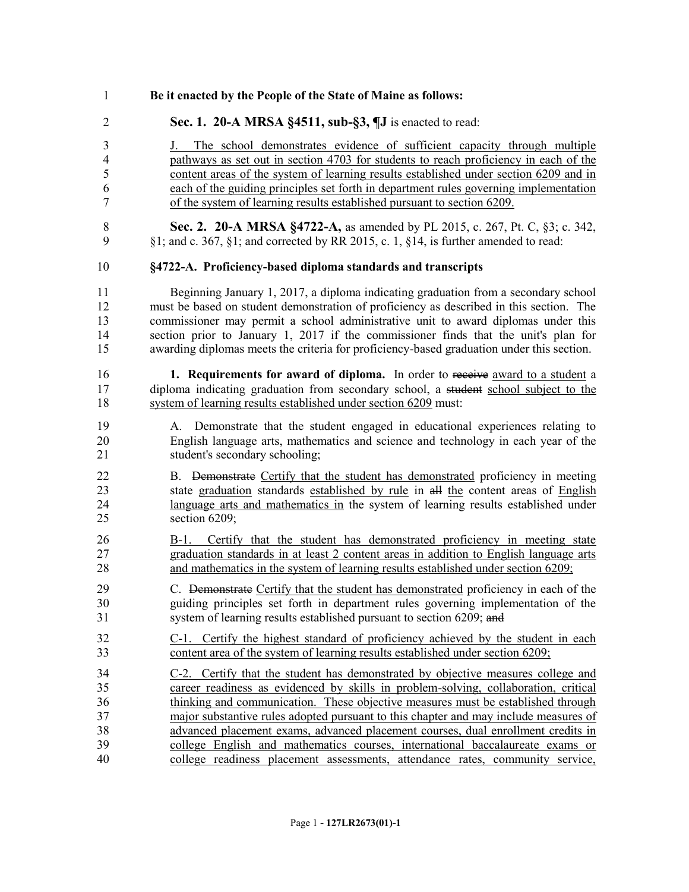**Be it enacted by the People of the State of Maine as follows:**

**Sec. 1. 20-A MRSA §4511, sub-§3, ¶J** is enacted to read:

J. The school demonstrates evidence of sufficient capacity through multiple pathways as set out in section 4703 for students to reach proficiency in each of the content areas of the system of learning results established under section 6209 and in each of the guiding principles set forth in department rules governing implementation of the system of learning results established pursuant to section 6209.

**Sec. 2. 20-A MRSA §4722-A,** as amended by PL 2015, c. 267, Pt. C, §3; c. 342, §1; and c. 367, §1; and corrected by RR 2015, c. 1, §14, is further amended to read:

**§4722-A. Proficiency-based diploma standards and transcripts**

Beginning January 1, 2017, a diploma indicating graduation from a secondary school must be based on student demonstration of proficiency as described in this section. The commissioner may permit a school administrative unit to award diplomas under this section prior to January 1, 2017 if the commissioner finds that the unit's plan for awarding diplomas meets the criteria for proficiency-based graduation under this section.

**1. Requirements for award of diploma.** In order to ~~receive~~ award to a student a diploma indicating graduation from secondary school, a ~~student~~ school subject to the system of learning results established under section 6209 must:

A. Demonstrate that the student engaged in educational experiences relating to English language arts, mathematics and science and technology in each year of the student's secondary schooling;

B. ~~Demonstrate~~ Certify that the student has demonstrated proficiency in meeting state graduation standards established by rule in ~~all~~ the content areas of English language arts and mathematics in the system of learning results established under section 6209;

B-1. Certify that the student has demonstrated proficiency in meeting state graduation standards in at least 2 content areas in addition to English language arts and mathematics in the system of learning results established under section 6209;

C. ~~Demonstrate~~ Certify that the student has demonstrated proficiency in each of the guiding principles set forth in department rules governing implementation of the system of learning results established pursuant to section 6209; ~~and~~

C-1. Certify the highest standard of proficiency achieved by the student in each content area of the system of learning results established under section 6209;

C-2. Certify that the student has demonstrated by objective measures college and career readiness as evidenced by skills in problem-solving, collaboration, critical thinking and communication. These objective measures must be established through major substantive rules adopted pursuant to this chapter and may include measures of advanced placement exams, advanced placement courses, dual enrollment credits in college English and mathematics courses, international baccalaureate exams or college readiness placement assessments, attendance rates, community service,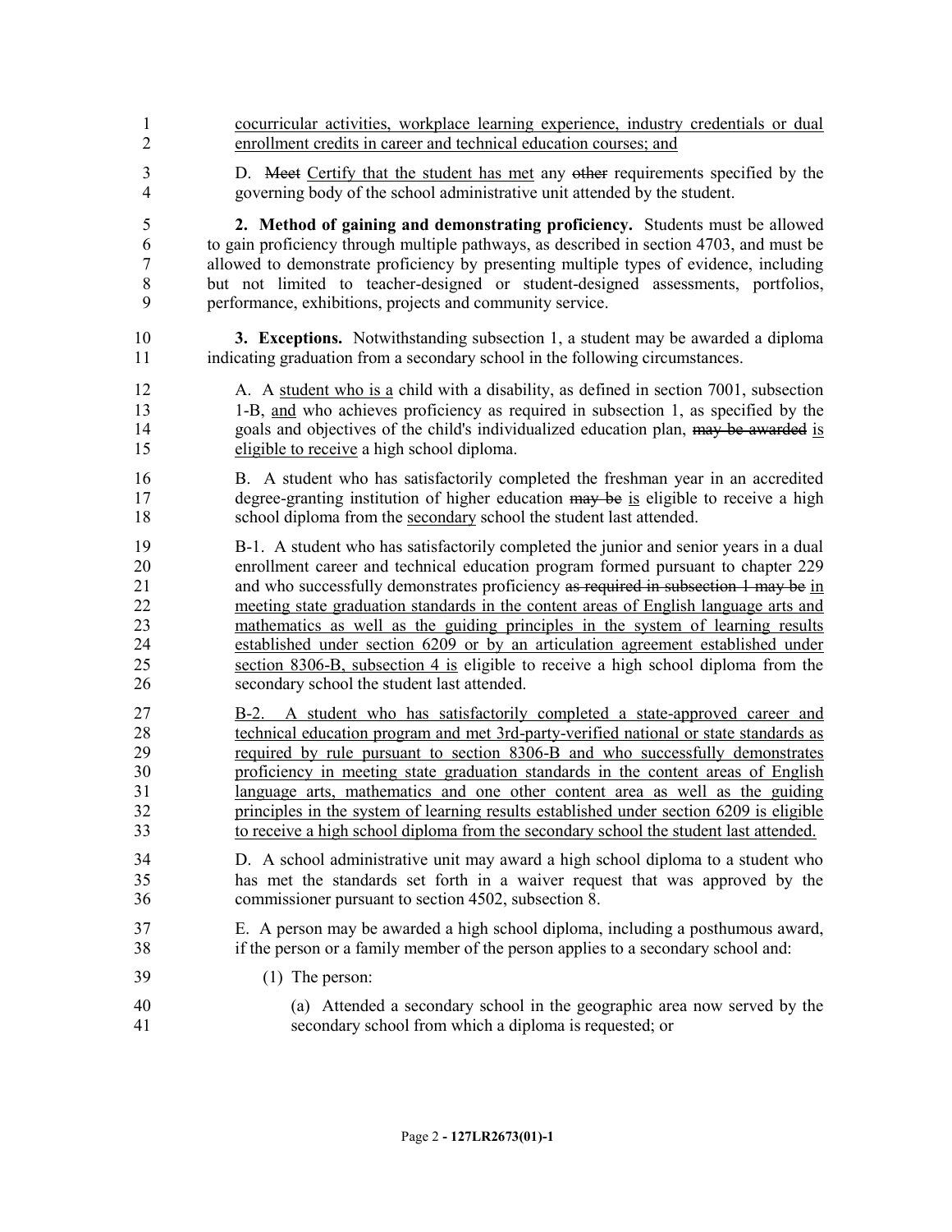cocurricular activities, workplace learning experience, industry credentials or dual enrollment credits in career and technical education courses; and

D. ~~Meet~~ Certify that the student has met any ~~other~~ requirements specified by the governing body of the school administrative unit attended by the student.

**2. Method of gaining and demonstrating proficiency.** Students must be allowed to gain proficiency through multiple pathways, as described in section 4703, and must be allowed to demonstrate proficiency by presenting multiple types of evidence, including but not limited to teacher-designed or student-designed assessments, portfolios, performance, exhibitions, projects and community service.

**3. Exceptions.** Notwithstanding subsection 1, a student may be awarded a diploma indicating graduation from a secondary school in the following circumstances.

A. A student who is a child with a disability, as defined in section 7001, subsection 1-B, and who achieves proficiency as required in subsection 1, as specified by the goals and objectives of the child's individualized education plan, ~~may be awarded~~ is eligible to receive a high school diploma.

B. A student who has satisfactorily completed the freshman year in an accredited degree-granting institution of higher education ~~may be~~ is eligible to receive a high school diploma from the secondary school the student last attended.

B-1. A student who has satisfactorily completed the junior and senior years in a dual enrollment career and technical education program formed pursuant to chapter 229 and who successfully demonstrates proficiency ~~as required in subsection 1 may be~~ in meeting state graduation standards in the content areas of English language arts and mathematics as well as the guiding principles in the system of learning results established under section 6209 or by an articulation agreement established under section 8306-B, subsection 4 is eligible to receive a high school diploma from the secondary school the student last attended.

B-2. A student who has satisfactorily completed a state-approved career and technical education program and met 3rd-party-verified national or state standards as required by rule pursuant to section 8306-B and who successfully demonstrates proficiency in meeting state graduation standards in the content areas of English language arts, mathematics and one other content area as well as the guiding principles in the system of learning results established under section 6209 is eligible to receive a high school diploma from the secondary school the student last attended.

D. A school administrative unit may award a high school diploma to a student who has met the standards set forth in a waiver request that was approved by the commissioner pursuant to section 4502, subsection 8.

E. A person may be awarded a high school diploma, including a posthumous award, if the person or a family member of the person applies to a secondary school and:

(1) The person:

(a) Attended a secondary school in the geographic area now served by the secondary school from which a diploma is requested; or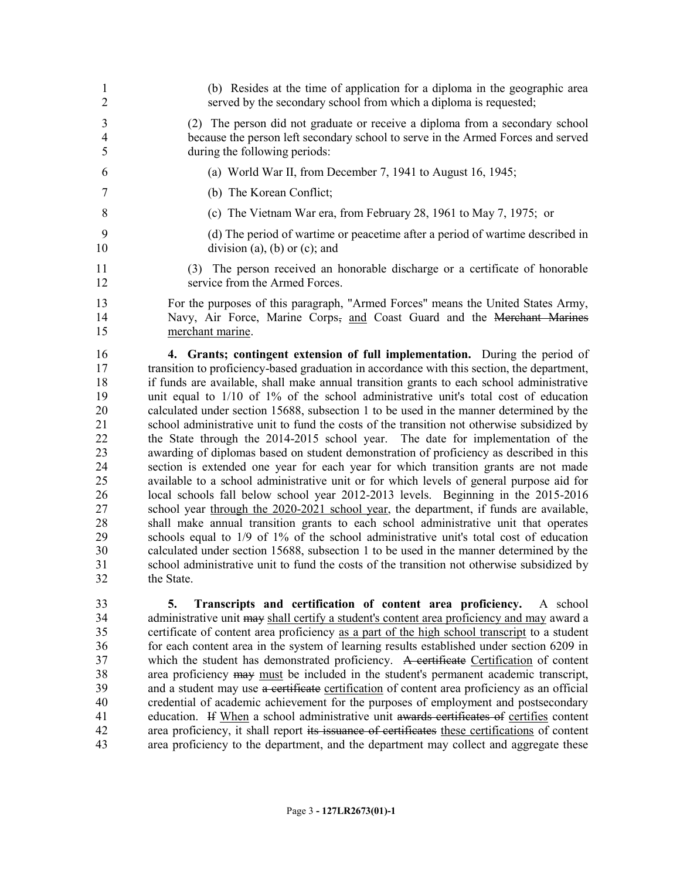(b) Resides at the time of application for a diploma in the geographic area served by the secondary school from which a diploma is requested;

(2) The person did not graduate or receive a diploma from a secondary school because the person left secondary school to serve in the Armed Forces and served during the following periods:

(a) World War II, from December 7, 1941 to August 16, 1945;

(b) The Korean Conflict;

(c) The Vietnam War era, from February 28, 1961 to May 7, 1975; or

(d) The period of wartime or peacetime after a period of wartime described in division (a), (b) or (c); and

(3) The person received an honorable discharge or a certificate of honorable service from the Armed Forces.

For the purposes of this paragraph, "Armed Forces" means the United States Army, Navy, Air Force, Marine Corps, and Coast Guard and the ~~Merchant Marines~~ merchant marine.

**4. Grants; contingent extension of full implementation.** During the period of transition to proficiency-based graduation in accordance with this section, the department, if funds are available, shall make annual transition grants to each school administrative unit equal to 1/10 of 1% of the school administrative unit's total cost of education calculated under section 15688, subsection 1 to be used in the manner determined by the school administrative unit to fund the costs of the transition not otherwise subsidized by the State through the 2014-2015 school year. The date for implementation of the awarding of diplomas based on student demonstration of proficiency as described in this section is extended one year for each year for which transition grants are not made available to a school administrative unit or for which levels of general purpose aid for local schools fall below school year 2012-2013 levels. Beginning in the 2015-2016 school year through the 2020-2021 school year, the department, if funds are available, shall make annual transition grants to each school administrative unit that operates schools equal to 1/9 of 1% of the school administrative unit's total cost of education calculated under section 15688, subsection 1 to be used in the manner determined by the school administrative unit to fund the costs of the transition not otherwise subsidized by the State.

**5. Transcripts and certification of content area proficiency.** A school administrative unit ~~may~~ shall certify a student's content area proficiency and may award a certificate of content area proficiency as a part of the high school transcript to a student for each content area in the system of learning results established under section 6209 in which the student has demonstrated proficiency. ~~A certificate~~ Certification of content area proficiency ~~may~~ must be included in the student's permanent academic transcript, and a student may use ~~a certificate~~ certification of content area proficiency as an official credential of academic achievement for the purposes of employment and postsecondary education. ~~If~~ When a school administrative unit ~~awards certificates of~~ certifies content area proficiency, it shall report ~~its issuance of certificates~~ these certifications of content area proficiency to the department, and the department may collect and aggregate these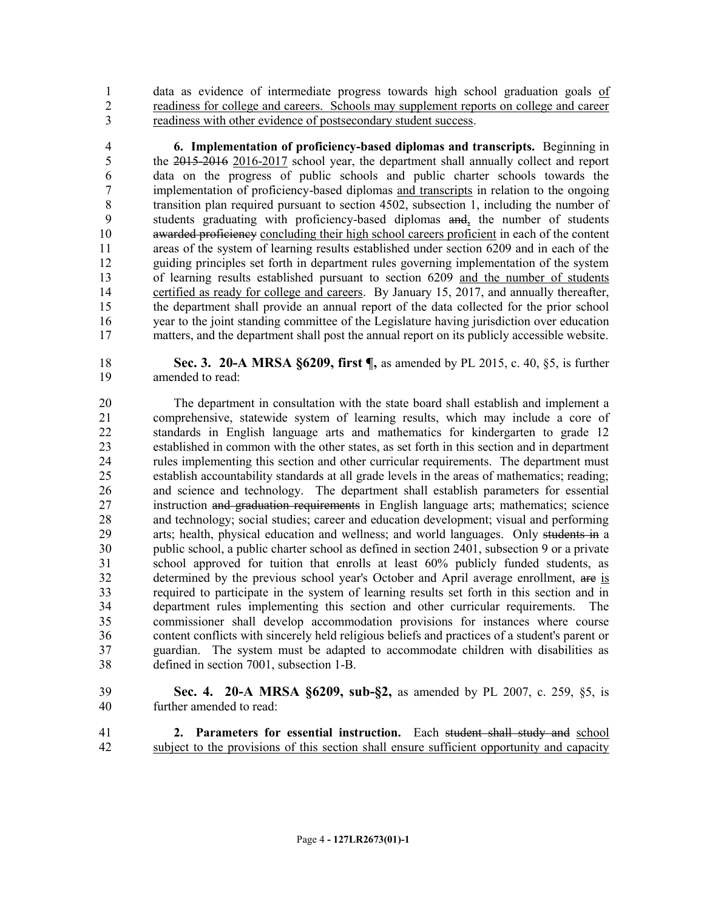data as evidence of intermediate progress towards high school graduation goals <u>of readiness for college and careers. Schools may supplement reports on college and career readiness with other evidence of postsecondary student success</u>.

**6. Implementation of proficiency-based diplomas and transcripts.** Beginning in the ~~2015-2016~~ <u>2016-2017</u> school year, the department shall annually collect and report data on the progress of public schools and public charter schools towards the implementation of proficiency-based diplomas <u>and transcripts</u> in relation to the ongoing transition plan required pursuant to section 4502, subsection 1, including the number of students graduating with proficiency-based diplomas ~~and~~<u>,</u> the number of students ~~awarded proficiency~~ <u>concluding their high school careers proficient</u> in each of the content areas of the system of learning results established under section 6209 and in each of the guiding principles set forth in department rules governing implementation of the system of learning results established pursuant to section 6209 <u>and the number of students certified as ready for college and careers</u>. By January 15, 2017, and annually thereafter, the department shall provide an annual report of the data collected for the prior school year to the joint standing committee of the Legislature having jurisdiction over education matters, and the department shall post the annual report on its publicly accessible website.

**Sec. 3. 20-A MRSA §6209, first ¶,** as amended by PL 2015, c. 40, §5, is further amended to read:

The department in consultation with the state board shall establish and implement a comprehensive, statewide system of learning results, which may include a core of standards in English language arts and mathematics for kindergarten to grade 12 established in common with the other states, as set forth in this section and in department rules implementing this section and other curricular requirements. The department must establish accountability standards at all grade levels in the areas of mathematics; reading; and science and technology. The department shall establish parameters for essential instruction ~~and graduation requirements~~ in English language arts; mathematics; science and technology; social studies; career and education development; visual and performing arts; health, physical education and wellness; and world languages. Only ~~students in~~ a public school, a public charter school as defined in section 2401, subsection 9 or a private school approved for tuition that enrolls at least 60% publicly funded students, as determined by the previous school year's October and April average enrollment, ~~are~~ <u>is</u> required to participate in the system of learning results set forth in this section and in department rules implementing this section and other curricular requirements. The commissioner shall develop accommodation provisions for instances where course content conflicts with sincerely held religious beliefs and practices of a student's parent or guardian. The system must be adapted to accommodate children with disabilities as defined in section 7001, subsection 1-B.

**Sec. 4. 20-A MRSA §6209, sub-§2,** as amended by PL 2007, c. 259, §5, is further amended to read:

**2. Parameters for essential instruction.** Each ~~student shall study and~~ <u>school subject to the provisions of this section shall ensure sufficient opportunity and capacity</u>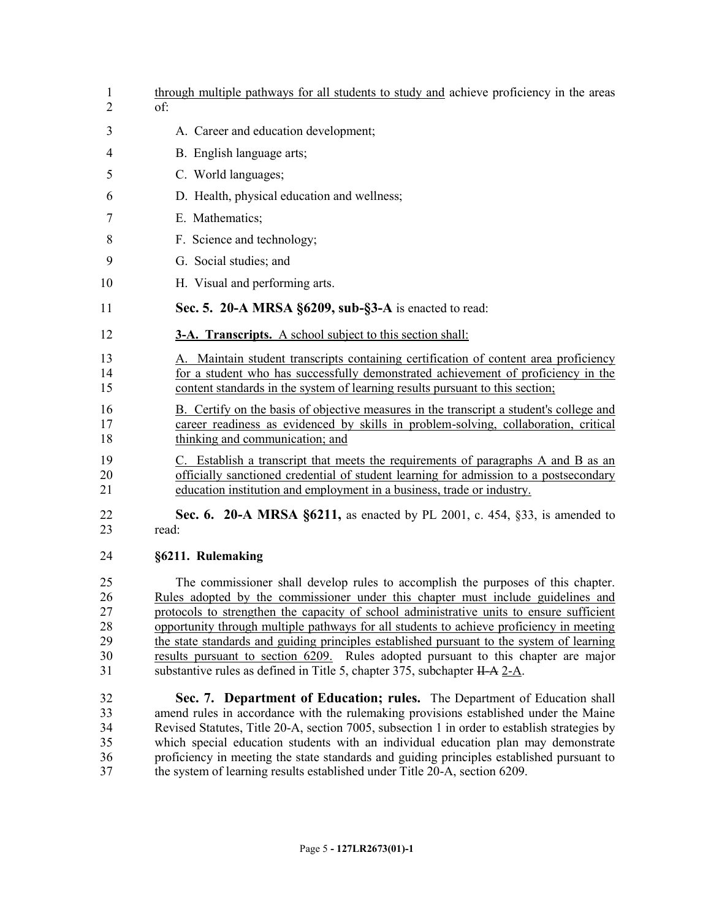through multiple pathways for all students to study and achieve proficiency in the areas of:

A. Career and education development;

B. English language arts;

C. World languages;

D. Health, physical education and wellness;

E. Mathematics;

F. Science and technology;

G. Social studies; and

H. Visual and performing arts.

**Sec. 5. 20-A MRSA §6209, sub-§3-A** is enacted to read:

**3-A. Transcripts.** A school subject to this section shall:

A. Maintain student transcripts containing certification of content area proficiency for a student who has successfully demonstrated achievement of proficiency in the content standards in the system of learning results pursuant to this section;

B. Certify on the basis of objective measures in the transcript a student's college and career readiness as evidenced by skills in problem-solving, collaboration, critical thinking and communication; and

C. Establish a transcript that meets the requirements of paragraphs A and B as an officially sanctioned credential of student learning for admission to a postsecondary education institution and employment in a business, trade or industry.

**Sec. 6. 20-A MRSA §6211,** as enacted by PL 2001, c. 454, §33, is amended to read:

**§6211. Rulemaking**

The commissioner shall develop rules to accomplish the purposes of this chapter. Rules adopted by the commissioner under this chapter must include guidelines and protocols to strengthen the capacity of school administrative units to ensure sufficient opportunity through multiple pathways for all students to achieve proficiency in meeting the state standards and guiding principles established pursuant to the system of learning results pursuant to section 6209. Rules adopted pursuant to this chapter are major substantive rules as defined in Title 5, chapter 375, subchapter ~~II-A~~ 2-A.

**Sec. 7. Department of Education; rules.** The Department of Education shall amend rules in accordance with the rulemaking provisions established under the Maine Revised Statutes, Title 20-A, section 7005, subsection 1 in order to establish strategies by which special education students with an individual education plan may demonstrate proficiency in meeting the state standards and guiding principles established pursuant to the system of learning results established under Title 20-A, section 6209.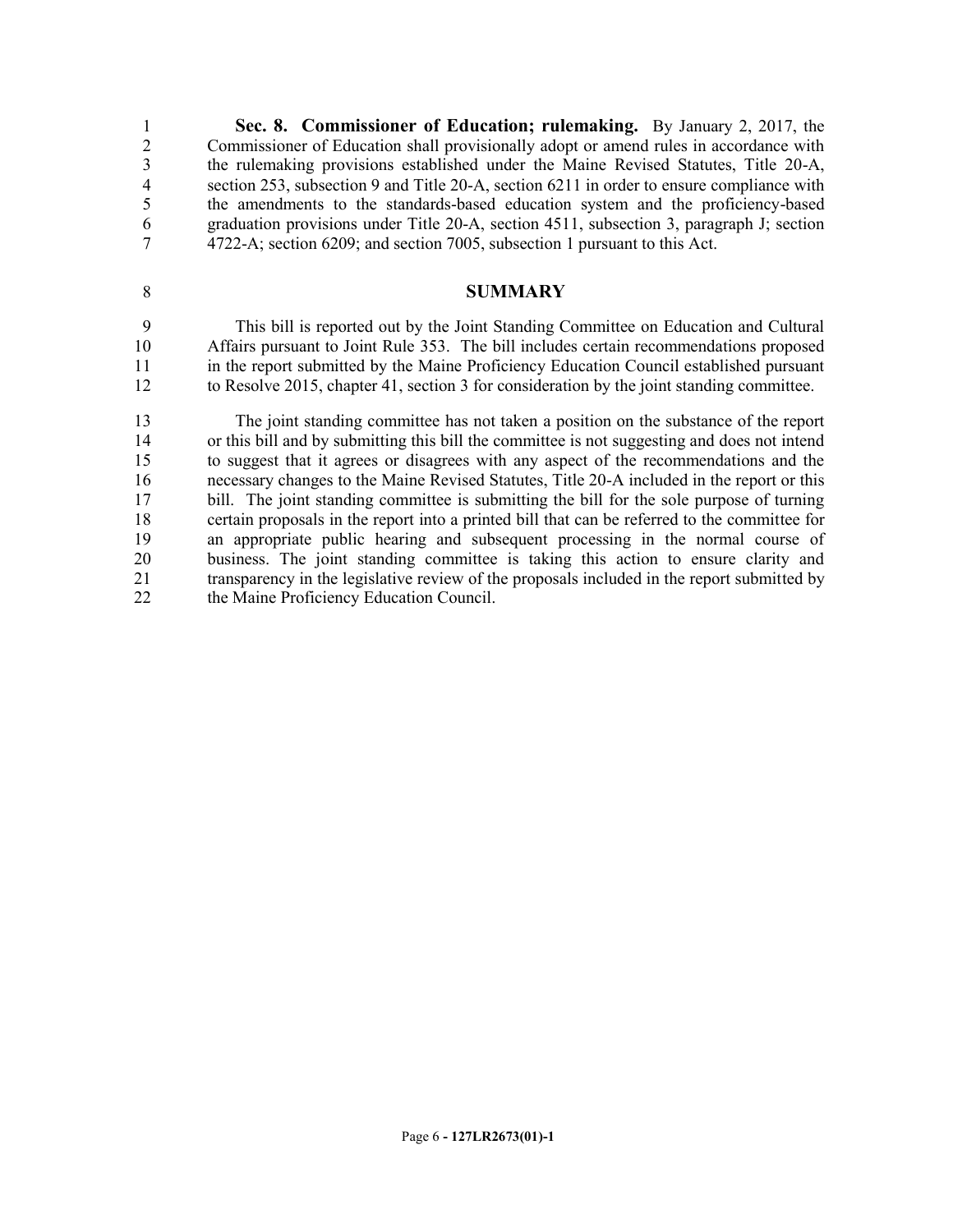**Sec. 8. Commissioner of Education; rulemaking.** By January 2, 2017, the Commissioner of Education shall provisionally adopt or amend rules in accordance with the rulemaking provisions established under the Maine Revised Statutes, Title 20-A, section 253, subsection 9 and Title 20-A, section 6211 in order to ensure compliance with the amendments to the standards-based education system and the proficiency-based graduation provisions under Title 20-A, section 4511, subsection 3, paragraph J; section 4722-A; section 6209; and section 7005, subsection 1 pursuant to this Act.

## SUMMARY

This bill is reported out by the Joint Standing Committee on Education and Cultural Affairs pursuant to Joint Rule 353. The bill includes certain recommendations proposed in the report submitted by the Maine Proficiency Education Council established pursuant to Resolve 2015, chapter 41, section 3 for consideration by the joint standing committee.

The joint standing committee has not taken a position on the substance of the report or this bill and by submitting this bill the committee is not suggesting and does not intend to suggest that it agrees or disagrees with any aspect of the recommendations and the necessary changes to the Maine Revised Statutes, Title 20-A included in the report or this bill. The joint standing committee is submitting the bill for the sole purpose of turning certain proposals in the report into a printed bill that can be referred to the committee for an appropriate public hearing and subsequent processing in the normal course of business. The joint standing committee is taking this action to ensure clarity and transparency in the legislative review of the proposals included in the report submitted by the Maine Proficiency Education Council.